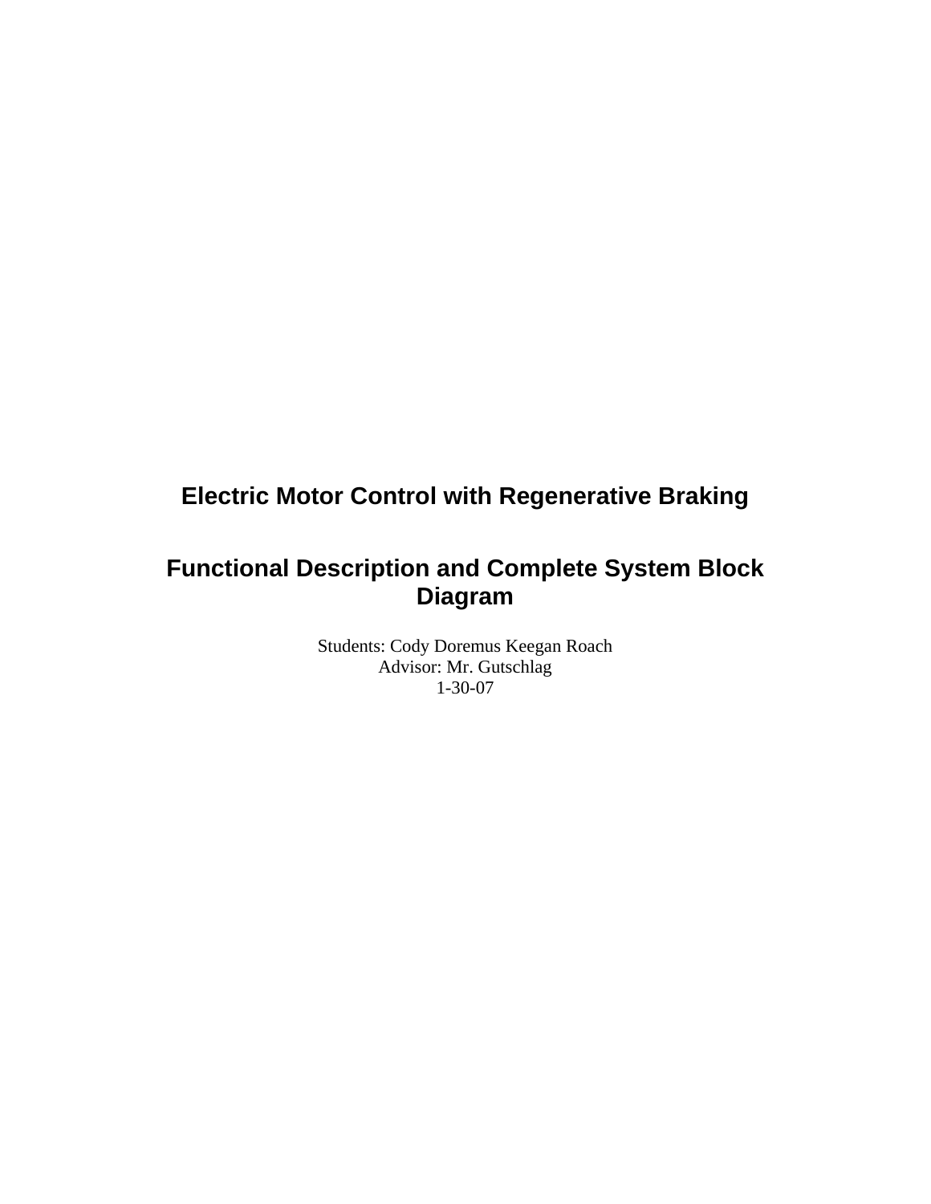# Electric Motor Control with Regenerative Braking

## Functional Description and Complete System Block Diagram

Students: Cody Doremus Keegan Roach
Advisor: Mr. Gutschlag
1-30-07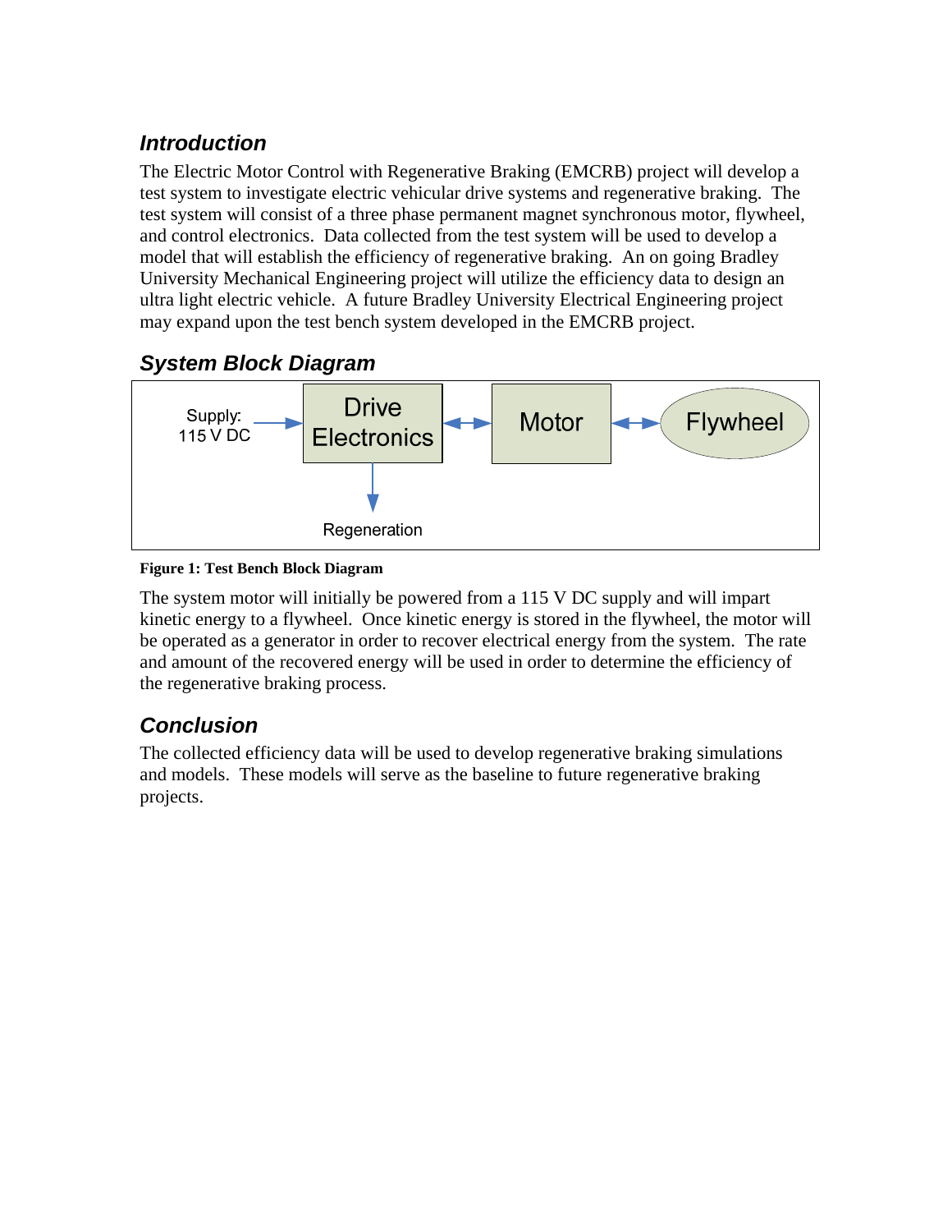## *Introduction*

The Electric Motor Control with Regenerative Braking (EMCRB) project will develop a test system to investigate electric vehicular drive systems and regenerative braking. The test system will consist of a three phase permanent magnet synchronous motor, flywheel, and control electronics. Data collected from the test system will be used to develop a model that will establish the efficiency of regenerative braking. An on going Bradley University Mechanical Engineering project will utilize the efficiency data to design an ultra light electric vehicle. A future Bradley University Electrical Engineering project may expand upon the test bench system developed in the EMCRB project.

## *System Block Diagram*

Supply:
115 V DC
Drive Electronics
Motor
Flywheel
Regeneration

**Figure 1: Test Bench Block Diagram**

The system motor will initially be powered from a 115 V DC supply and will impart kinetic energy to a flywheel. Once kinetic energy is stored in the flywheel, the motor will be operated as a generator in order to recover electrical energy from the system. The rate and amount of the recovered energy will be used in order to determine the efficiency of the regenerative braking process.

## *Conclusion*

The collected efficiency data will be used to develop regenerative braking simulations and models. These models will serve as the baseline to future regenerative braking projects.